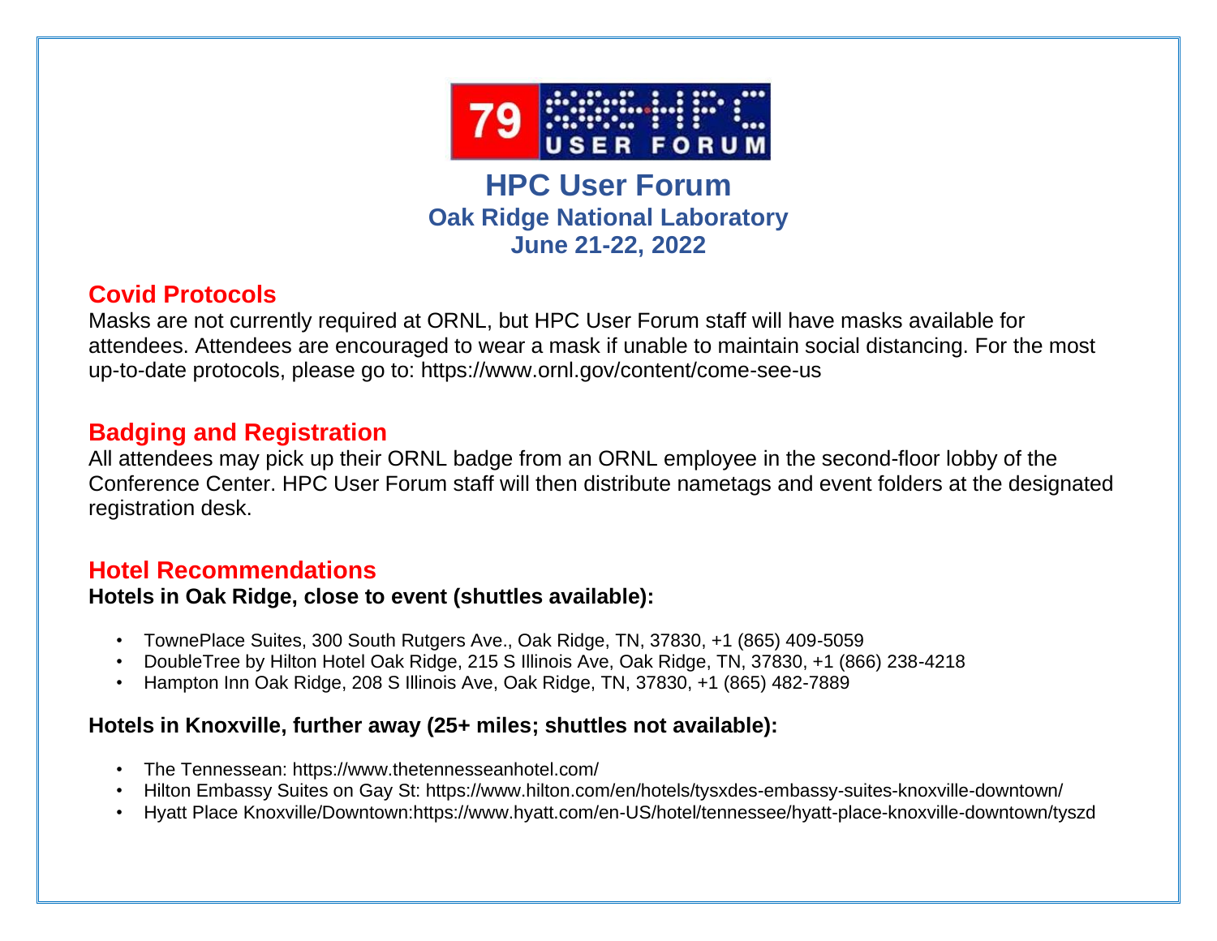79 HPC USER FORUM

# HPC User Forum

## Oak Ridge National Laboratory

## June 21-22, 2022

## Covid Protocols

Masks are not currently required at ORNL, but HPC User Forum staff will have masks available for attendees. Attendees are encouraged to wear a mask if unable to maintain social distancing. For the most up-to-date protocols, please go to: https://www.ornl.gov/content/come-see-us

## Badging and Registration

All attendees may pick up their ORNL badge from an ORNL employee in the second-floor lobby of the Conference Center. HPC User Forum staff will then distribute nametags and event folders at the designated registration desk.

## Hotel Recommendations

**Hotels in Oak Ridge, close to event (shuttles available):**

- TownePlace Suites, 300 South Rutgers Ave., Oak Ridge, TN, 37830, +1 (865) 409-5059
- DoubleTree by Hilton Hotel Oak Ridge, 215 S Illinois Ave, Oak Ridge, TN, 37830, +1 (866) 238-4218
- Hampton Inn Oak Ridge, 208 S Illinois Ave, Oak Ridge, TN, 37830, +1 (865) 482-7889

**Hotels in Knoxville, further away (25+ miles; shuttles not available):**

- The Tennessean: https://www.thetennesseanhotel.com/
- Hilton Embassy Suites on Gay St: https://www.hilton.com/en/hotels/tysxdes-embassy-suites-knoxville-downtown/
- Hyatt Place Knoxville/Downtown:https://www.hyatt.com/en-US/hotel/tennessee/hyatt-place-knoxville-downtown/tyszd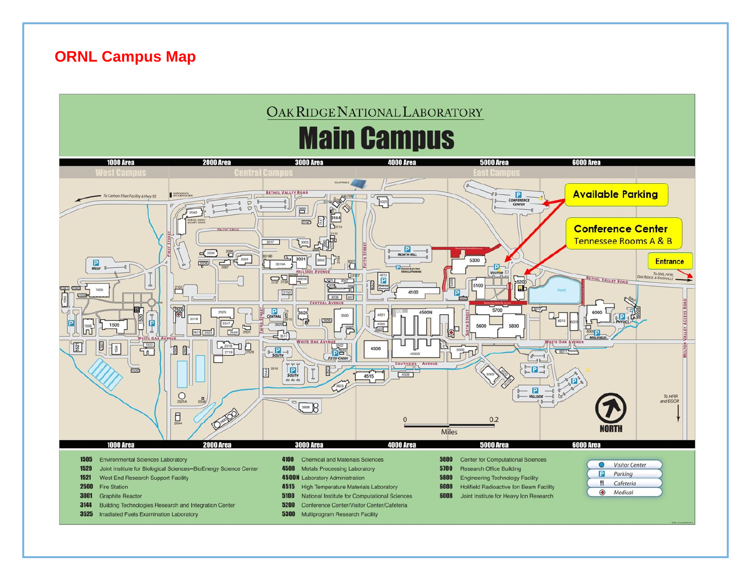## ORNL Campus Map

# Oak Ridge National Laboratory

# Main Campus

| 1000 Area | 2000 Area | 3000 Area | 4000 Area | 5000 Area | 6000 Area |
|---|---|---|---|---|---|
| West Campus | Central Campus | | | East Campus | |

Available Parking

Conference Center
Tennessee Rooms A & B

Entrance

| Building | Name |
|---|---|
| 1505 | Environmental Sciences Laboratory |
| 1520 | Joint Institute for Biological Sciences–BioEnergy Science Center |
| 1521 | West End Research Support Facility |
| 2500 | Fire Station |
| 3001 | Graphite Reactor |
| 3144 | Building Technologies Research and Integration Center |
| 3525 | Irradiated Fuels Examination Laboratory |
| 4100 | Chemical and Materials Sciences |
| 4508 | Metals Processing Laboratory |
| 4500N | Laboratory Administration |
| 4515 | High Temperature Materials Laboratory |
| 5100 | National Institute for Computational Sciences |
| 5200 | Conference Center/Visitor Center/Cafeteria |
| 5300 | Multiprogram Research Facility |
| 5600 | Center for Computational Sciences |
| 5700 | Research Office Building |
| 5800 | Engineering Technology Facility |
| 6000 | Holifield Radioactive Ion Beam Facility |
| 6008 | Joint Institute for Heavy Ion Research |

Legend: Visitor Center, Parking, Cafeteria, Medical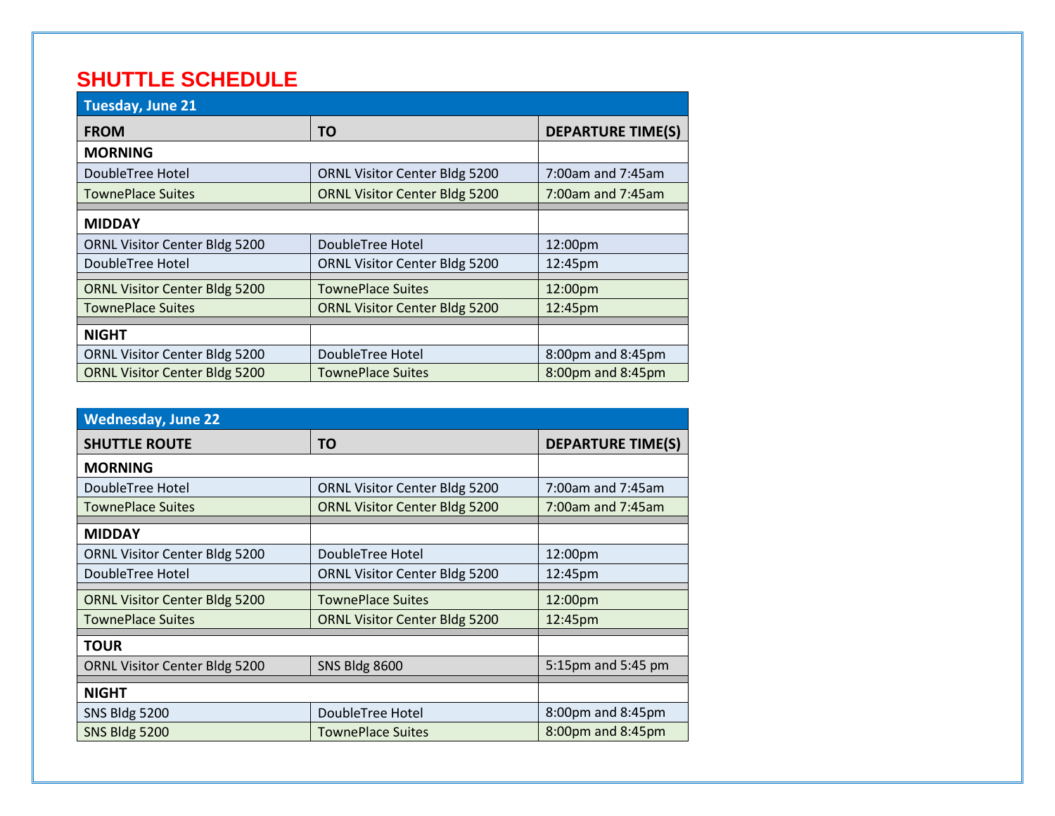# SHUTTLE SCHEDULE

| Tuesday, June 21 | | |
|---|---|---|
| **FROM** | **TO** | **DEPARTURE TIME(S)** |
| **MORNING** | | |
| DoubleTree Hotel | ORNL Visitor Center Bldg 5200 | 7:00am and 7:45am |
| TownePlace Suites | ORNL Visitor Center Bldg 5200 | 7:00am and 7:45am |
| **MIDDAY** | | |
| ORNL Visitor Center Bldg 5200 | DoubleTree Hotel | 12:00pm |
| DoubleTree Hotel | ORNL Visitor Center Bldg 5200 | 12:45pm |
| ORNL Visitor Center Bldg 5200 | TownePlace Suites | 12:00pm |
| TownePlace Suites | ORNL Visitor Center Bldg 5200 | 12:45pm |
| **NIGHT** | | |
| ORNL Visitor Center Bldg 5200 | DoubleTree Hotel | 8:00pm and 8:45pm |
| ORNL Visitor Center Bldg 5200 | TownePlace Suites | 8:00pm and 8:45pm |

| Wednesday, June 22 | | |
|---|---|---|
| **SHUTTLE ROUTE** | **TO** | **DEPARTURE TIME(S)** |
| **MORNING** | | |
| DoubleTree Hotel | ORNL Visitor Center Bldg 5200 | 7:00am and 7:45am |
| TownePlace Suites | ORNL Visitor Center Bldg 5200 | 7:00am and 7:45am |
| **MIDDAY** | | |
| ORNL Visitor Center Bldg 5200 | DoubleTree Hotel | 12:00pm |
| DoubleTree Hotel | ORNL Visitor Center Bldg 5200 | 12:45pm |
| ORNL Visitor Center Bldg 5200 | TownePlace Suites | 12:00pm |
| TownePlace Suites | ORNL Visitor Center Bldg 5200 | 12:45pm |
| **TOUR** | | |
| ORNL Visitor Center Bldg 5200 | SNS Bldg 8600 | 5:15pm and 5:45 pm |
| **NIGHT** | | |
| SNS Bldg 5200 | DoubleTree Hotel | 8:00pm and 8:45pm |
| SNS Bldg 5200 | TownePlace Suites | 8:00pm and 8:45pm |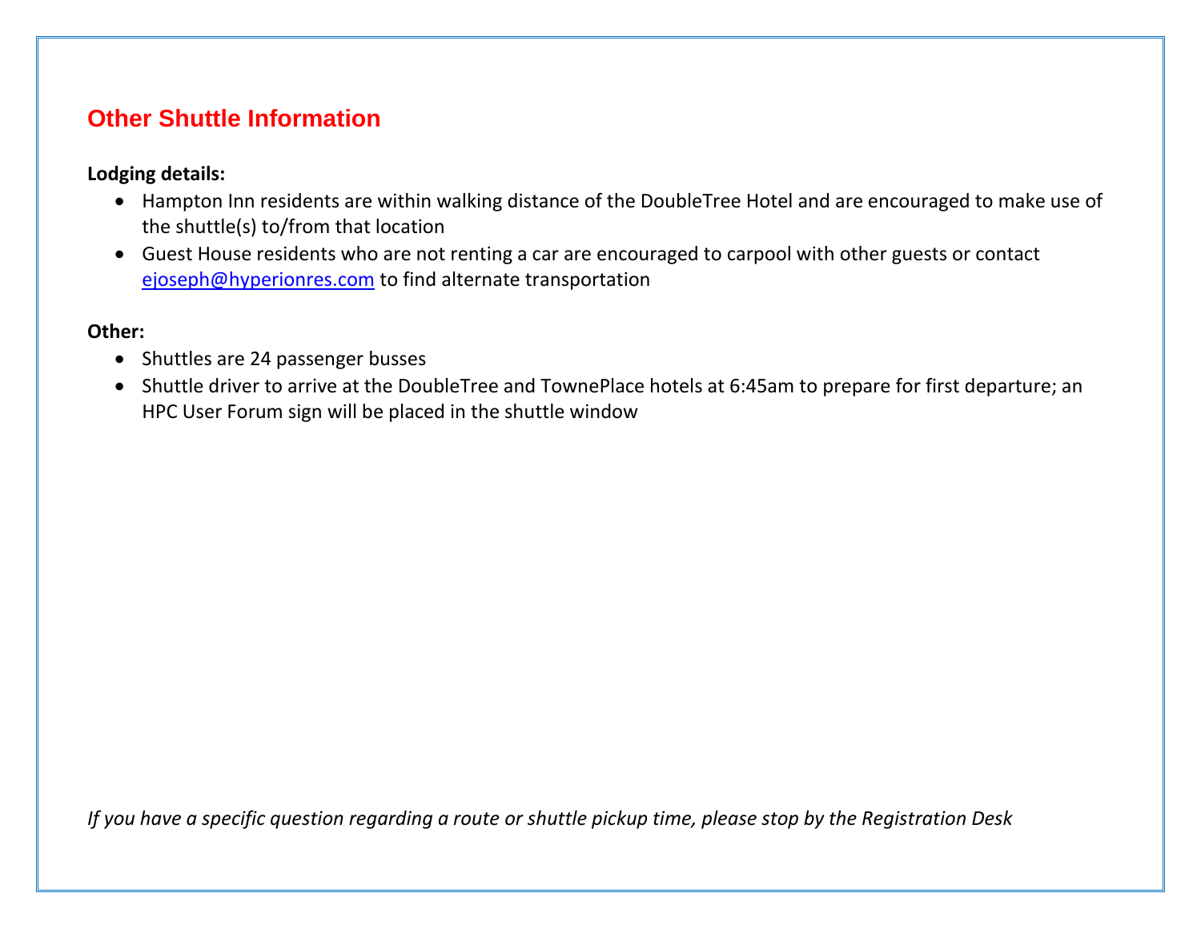## Other Shuttle Information

**Lodging details:**

- Hampton Inn residents are within walking distance of the DoubleTree Hotel and are encouraged to make use of the shuttle(s) to/from that location
- Guest House residents who are not renting a car are encouraged to carpool with other guests or contact ejoseph@hyperionres.com to find alternate transportation

**Other:**

- Shuttles are 24 passenger busses
- Shuttle driver to arrive at the DoubleTree and TownePlace hotels at 6:45am to prepare for first departure; an HPC User Forum sign will be placed in the shuttle window

*If you have a specific question regarding a route or shuttle pickup time, please stop by the Registration Desk*